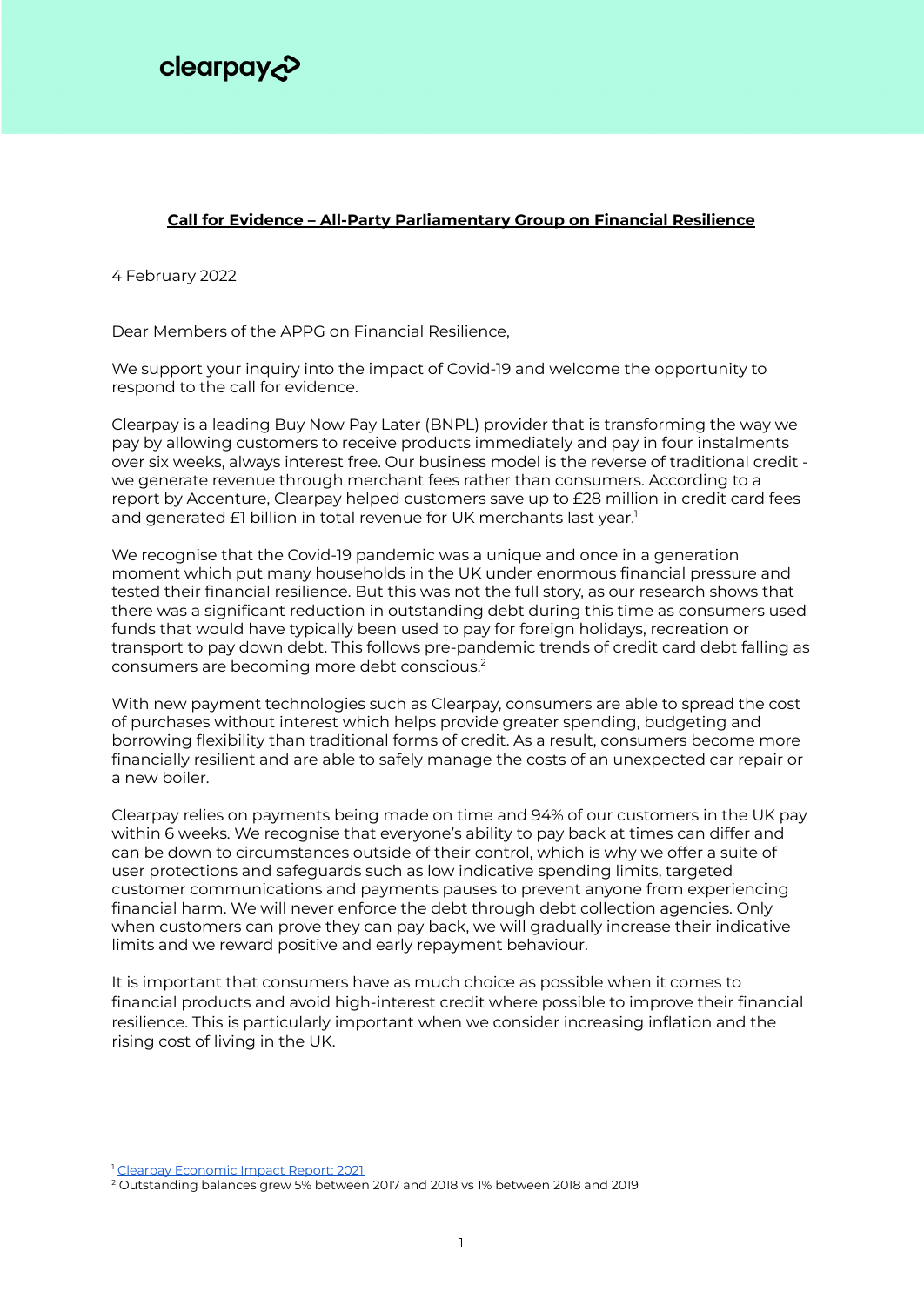clearpay

**Call for Evidence – All-Party Parliamentary Group on Financial Resilience**

4 February 2022

Dear Members of the APPG on Financial Resilience,

We support your inquiry into the impact of Covid-19 and welcome the opportunity to respond to the call for evidence.

Clearpay is a leading Buy Now Pay Later (BNPL) provider that is transforming the way we pay by allowing customers to receive products immediately and pay in four instalments over six weeks, always interest free. Our business model is the reverse of traditional credit - we generate revenue through merchant fees rather than consumers. According to a report by Accenture, Clearpay helped customers save up to £28 million in credit card fees and generated £1 billion in total revenue for UK merchants last year.[1]

We recognise that the Covid-19 pandemic was a unique and once in a generation moment which put many households in the UK under enormous financial pressure and tested their financial resilience. But this was not the full story, as our research shows that there was a significant reduction in outstanding debt during this time as consumers used funds that would have typically been used to pay for foreign holidays, recreation or transport to pay down debt. This follows pre-pandemic trends of credit card debt falling as consumers are becoming more debt conscious.[2]

With new payment technologies such as Clearpay, consumers are able to spread the cost of purchases without interest which helps provide greater spending, budgeting and borrowing flexibility than traditional forms of credit. As a result, consumers become more financially resilient and are able to safely manage the costs of an unexpected car repair or a new boiler.

Clearpay relies on payments being made on time and 94% of our customers in the UK pay within 6 weeks. We recognise that everyone's ability to pay back at times can differ and can be down to circumstances outside of their control, which is why we offer a suite of user protections and safeguards such as low indicative spending limits, targeted customer communications and payments pauses to prevent anyone from experiencing financial harm. We will never enforce the debt through debt collection agencies. Only when customers can prove they can pay back, we will gradually increase their indicative limits and we reward positive and early repayment behaviour.

It is important that consumers have as much choice as possible when it comes to financial products and avoid high-interest credit where possible to improve their financial resilience. This is particularly important when we consider increasing inflation and the rising cost of living in the UK.

---

[1] Clearpay Economic Impact Report: 2021

[2] Outstanding balances grew 5% between 2017 and 2018 vs 1% between 2018 and 2019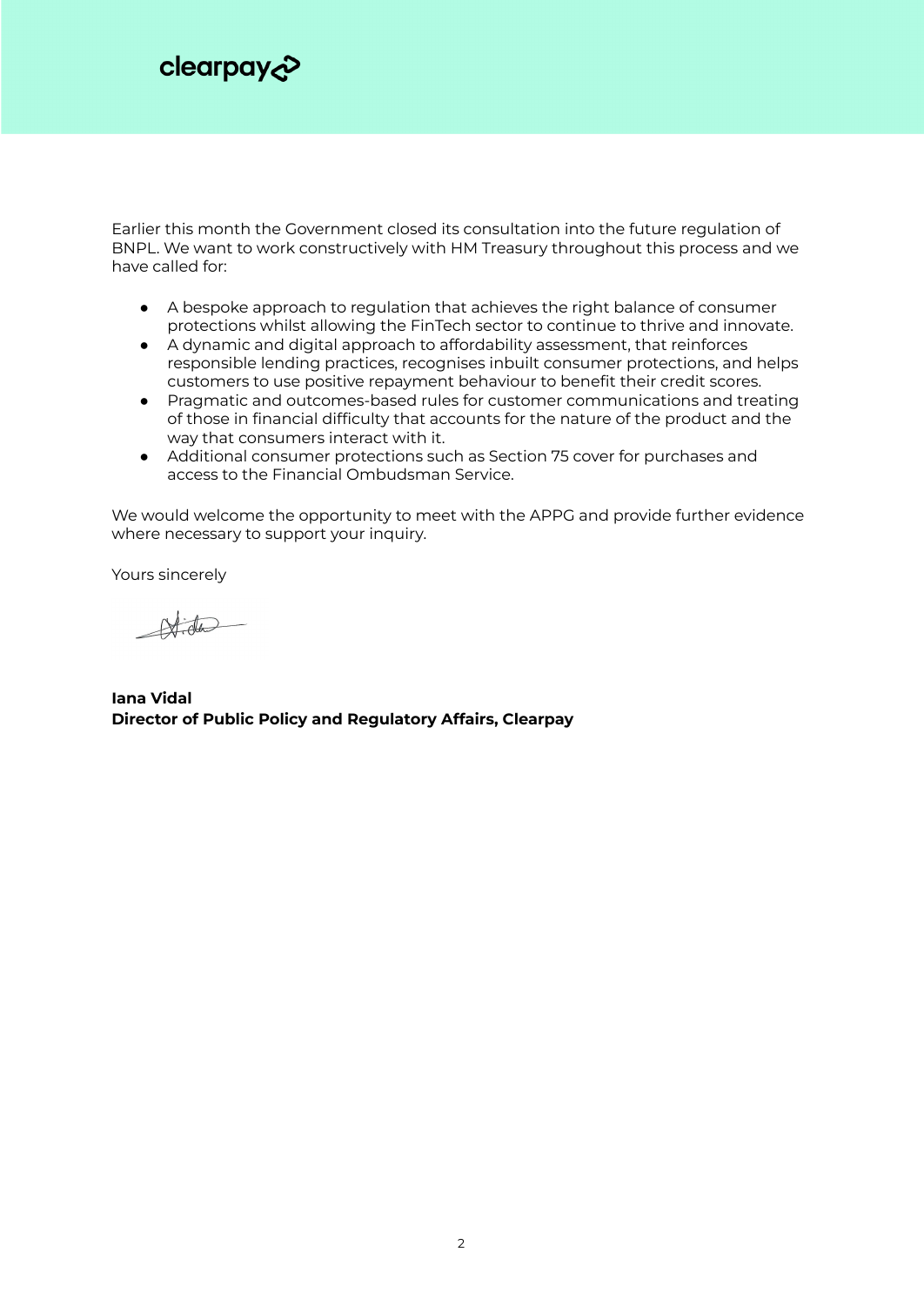Earlier this month the Government closed its consultation into the future regulation of BNPL. We want to work constructively with HM Treasury throughout this process and we have called for:

- A bespoke approach to regulation that achieves the right balance of consumer protections whilst allowing the FinTech sector to continue to thrive and innovate.
- A dynamic and digital approach to affordability assessment, that reinforces responsible lending practices, recognises inbuilt consumer protections, and helps customers to use positive repayment behaviour to benefit their credit scores.
- Pragmatic and outcomes-based rules for customer communications and treating of those in financial difficulty that accounts for the nature of the product and the way that consumers interact with it.
- Additional consumer protections such as Section 75 cover for purchases and access to the Financial Ombudsman Service.

We would welcome the opportunity to meet with the APPG and provide further evidence where necessary to support your inquiry.

Yours sincerely

**Iana Vidal**
**Director of Public Policy and Regulatory Affairs, Clearpay**